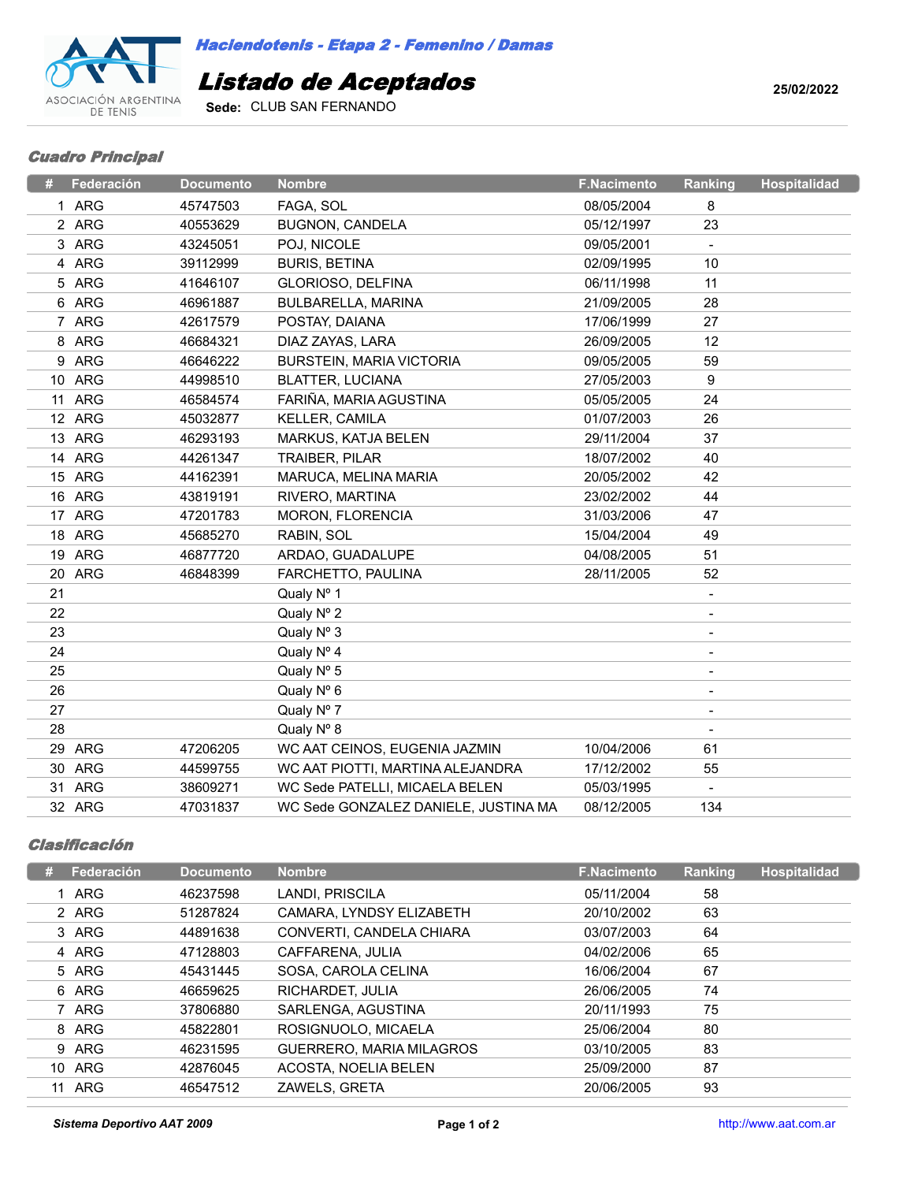ASOCIACIÓN ARGENTINA DE TENIS

*Haciendotenis - Etapa 2 - Femenino / Damas*

# Listado de Aceptados

**Sede:** CLUB SAN FERNANDO

**25/02/2022**

## *Cuadro Principal*

| # | Federación | Documento | Nombre | F.Nacimento | Ranking | Hospitalidad |
|---|---|---|---|---|---|---|
| 1 | ARG | 45747503 | FAGA, SOL | 08/05/2004 | 8 | |
| 2 | ARG | 40553629 | BUGNON, CANDELA | 05/12/1997 | 23 | |
| 3 | ARG | 43245051 | POJ, NICOLE | 09/05/2001 | - | |
| 4 | ARG | 39112999 | BURIS, BETINA | 02/09/1995 | 10 | |
| 5 | ARG | 41646107 | GLORIOSO, DELFINA | 06/11/1998 | 11 | |
| 6 | ARG | 46961887 | BULBARELLA, MARINA | 21/09/2005 | 28 | |
| 7 | ARG | 42617579 | POSTAY, DAIANA | 17/06/1999 | 27 | |
| 8 | ARG | 46684321 | DIAZ ZAYAS, LARA | 26/09/2005 | 12 | |
| 9 | ARG | 46646222 | BURSTEIN, MARIA VICTORIA | 09/05/2005 | 59 | |
| 10 | ARG | 44998510 | BLATTER, LUCIANA | 27/05/2003 | 9 | |
| 11 | ARG | 46584574 | FARIÑA, MARIA AGUSTINA | 05/05/2005 | 24 | |
| 12 | ARG | 45032877 | KELLER, CAMILA | 01/07/2003 | 26 | |
| 13 | ARG | 46293193 | MARKUS, KATJA BELEN | 29/11/2004 | 37 | |
| 14 | ARG | 44261347 | TRAIBER, PILAR | 18/07/2002 | 40 | |
| 15 | ARG | 44162391 | MARUCA, MELINA MARIA | 20/05/2002 | 42 | |
| 16 | ARG | 43819191 | RIVERO, MARTINA | 23/02/2002 | 44 | |
| 17 | ARG | 47201783 | MORON, FLORENCIA | 31/03/2006 | 47 | |
| 18 | ARG | 45685270 | RABIN, SOL | 15/04/2004 | 49 | |
| 19 | ARG | 46877720 | ARDAO, GUADALUPE | 04/08/2005 | 51 | |
| 20 | ARG | 46848399 | FARCHETTO, PAULINA | 28/11/2005 | 52 | |
| 21 | | | Qualy Nº 1 | | - | |
| 22 | | | Qualy Nº 2 | | - | |
| 23 | | | Qualy Nº 3 | | - | |
| 24 | | | Qualy Nº 4 | | - | |
| 25 | | | Qualy Nº 5 | | - | |
| 26 | | | Qualy Nº 6 | | - | |
| 27 | | | Qualy Nº 7 | | - | |
| 28 | | | Qualy Nº 8 | | - | |
| 29 | ARG | 47206205 | WC AAT CEINOS, EUGENIA JAZMIN | 10/04/2006 | 61 | |
| 30 | ARG | 44599755 | WC AAT PIOTTI, MARTINA ALEJANDRA | 17/12/2002 | 55 | |
| 31 | ARG | 38609271 | WC Sede PATELLI, MICAELA BELEN | 05/03/1995 | - | |
| 32 | ARG | 47031837 | WC Sede GONZALEZ DANIELE, JUSTINA MA | 08/12/2005 | 134 | |

## *Clasificación*

| # | Federación | Documento | Nombre | F.Nacimento | Ranking | Hospitalidad |
|---|---|---|---|---|---|---|
| 1 | ARG | 46237598 | LANDI, PRISCILA | 05/11/2004 | 58 | |
| 2 | ARG | 51287824 | CAMARA, LYNDSY ELIZABETH | 20/10/2002 | 63 | |
| 3 | ARG | 44891638 | CONVERTI, CANDELA CHIARA | 03/07/2003 | 64 | |
| 4 | ARG | 47128803 | CAFFARENA, JULIA | 04/02/2006 | 65 | |
| 5 | ARG | 45431445 | SOSA, CAROLA CELINA | 16/06/2004 | 67 | |
| 6 | ARG | 46659625 | RICHARDET, JULIA | 26/06/2005 | 74 | |
| 7 | ARG | 37806880 | SARLENGA, AGUSTINA | 20/11/1993 | 75 | |
| 8 | ARG | 45822801 | ROSIGNUOLO, MICAELA | 25/06/2004 | 80 | |
| 9 | ARG | 46231595 | GUERRERO, MARIA MILAGROS | 03/10/2005 | 83 | |
| 10 | ARG | 42876045 | ACOSTA, NOELIA BELEN | 25/09/2000 | 87 | |
| 11 | ARG | 46547512 | ZAWELS, GRETA | 20/06/2005 | 93 | |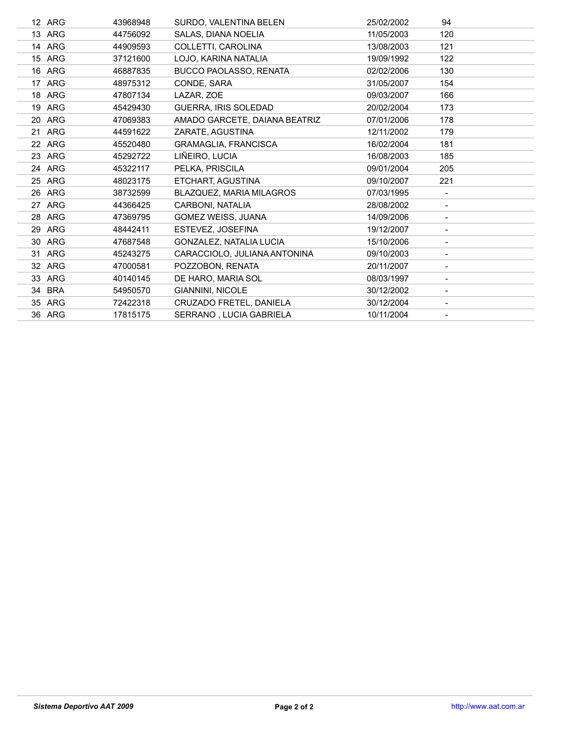| | | | | | |
|---|---|---|---|---|---|
| 12 | ARG | 43968948 | SURDO, VALENTINA BELEN | 25/02/2002 | 94 |
| 13 | ARG | 44756092 | SALAS, DIANA NOELIA | 11/05/2003 | 120 |
| 14 | ARG | 44909593 | COLLETTI, CAROLINA | 13/08/2003 | 121 |
| 15 | ARG | 37121600 | LOJO, KARINA NATALIA | 19/09/1992 | 122 |
| 16 | ARG | 46887835 | BUCCO PAOLASSO, RENATA | 02/02/2006 | 130 |
| 17 | ARG | 48975312 | CONDE, SARA | 31/05/2007 | 154 |
| 18 | ARG | 47807134 | LAZAR, ZOE | 09/03/2007 | 166 |
| 19 | ARG | 45429430 | GUERRA, IRIS SOLEDAD | 20/02/2004 | 173 |
| 20 | ARG | 47069383 | AMADO GARCETE, DAIANA BEATRIZ | 07/01/2006 | 178 |
| 21 | ARG | 44591622 | ZARATE, AGUSTINA | 12/11/2002 | 179 |
| 22 | ARG | 45520480 | GRAMAGLIA, FRANCISCA | 16/02/2004 | 181 |
| 23 | ARG | 45292722 | LIÑEIRO, LUCIA | 16/08/2003 | 185 |
| 24 | ARG | 45322117 | PELKA, PRISCILA | 09/01/2004 | 205 |
| 25 | ARG | 48023175 | ETCHART, AGUSTINA | 09/10/2007 | 221 |
| 26 | ARG | 38732599 | BLAZQUEZ, MARIA MILAGROS | 07/03/1995 | - |
| 27 | ARG | 44366425 | CARBONI, NATALIA | 28/08/2002 | - |
| 28 | ARG | 47369795 | GOMEZ WEISS, JUANA | 14/09/2006 | - |
| 29 | ARG | 48442411 | ESTEVEZ, JOSEFINA | 19/12/2007 | - |
| 30 | ARG | 47687548 | GONZALEZ, NATALIA LUCIA | 15/10/2006 | - |
| 31 | ARG | 45243275 | CARACCIOLO, JULIANA ANTONINA | 09/10/2003 | - |
| 32 | ARG | 47000581 | POZZOBON, RENATA | 20/11/2007 | - |
| 33 | ARG | 40140145 | DE HARO, MARIA SOL | 08/03/1997 | - |
| 34 | BRA | 54950570 | GIANNINI, NICOLE | 30/12/2002 | - |
| 35 | ARG | 72422318 | CRUZADO FRETEL, DANIELA | 30/12/2004 | - |
| 36 | ARG | 17815175 | SERRANO , LUCIA GABRIELA | 10/11/2004 | - |